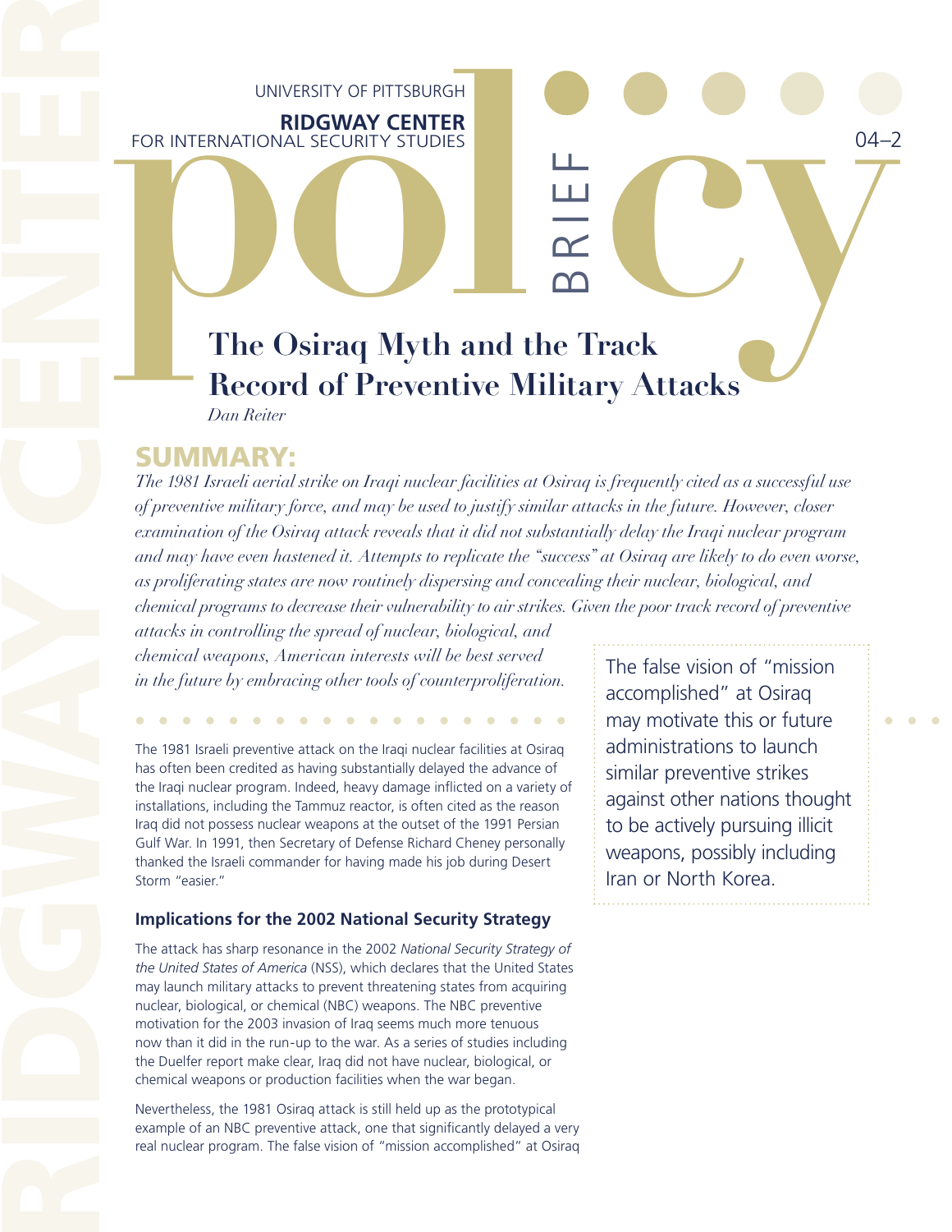UNIVERSITY OF PITTSBURGH

**RIDGWAY CENTER**
FOR INTERNATIONAL SECURITY STUDIES

policy BRIEF 04–2

# The Osiraq Myth and the Track Record of Preventive Military Attacks

*Dan Reiter*

## SUMMARY:

*The 1981 Israeli aerial strike on Iraqi nuclear facilities at Osiraq is frequently cited as a successful use of preventive military force, and may be used to justify similar attacks in the future. However, closer examination of the Osiraq attack reveals that it did not substantially delay the Iraqi nuclear program and may have even hastened it. Attempts to replicate the "success" at Osiraq are likely to do even worse, as proliferating states are now routinely dispersing and concealing their nuclear, biological, and chemical programs to decrease their vulnerability to air strikes. Given the poor track record of preventive attacks in controlling the spread of nuclear, biological, and chemical weapons, American interests will be best served in the future by embracing other tools of counterproliferation.*

The 1981 Israeli preventive attack on the Iraqi nuclear facilities at Osiraq has often been credited as having substantially delayed the advance of the Iraqi nuclear program. Indeed, heavy damage inflicted on a variety of installations, including the Tammuz reactor, is often cited as the reason Iraq did not possess nuclear weapons at the outset of the 1991 Persian Gulf War. In 1991, then Secretary of Defense Richard Cheney personally thanked the Israeli commander for having made his job during Desert Storm "easier."

### Implications for the 2002 National Security Strategy

The attack has sharp resonance in the 2002 *National Security Strategy of the United States of America* (NSS), which declares that the United States may launch military attacks to prevent threatening states from acquiring nuclear, biological, or chemical (NBC) weapons. The NBC preventive motivation for the 2003 invasion of Iraq seems much more tenuous now than it did in the run-up to the war. As a series of studies including the Duelfer report make clear, Iraq did not have nuclear, biological, or chemical weapons or production facilities when the war began.

Nevertheless, the 1981 Osiraq attack is still held up as the prototypical example of an NBC preventive attack, one that significantly delayed a very real nuclear program. The false vision of "mission accomplished" at Osiraq

> The false vision of "mission accomplished" at Osiraq may motivate this or future administrations to launch similar preventive strikes against other nations thought to be actively pursuing illicit weapons, possibly including Iran or North Korea.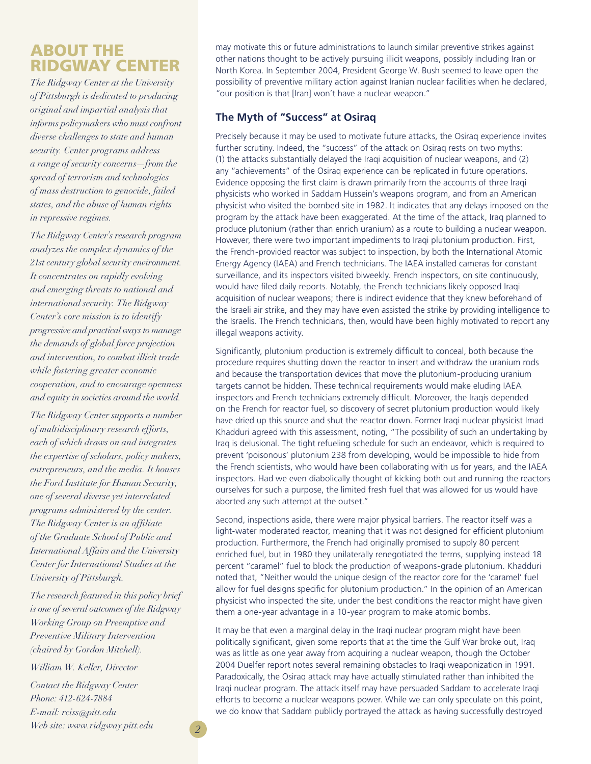## ABOUT THE RIDGWAY CENTER

*The Ridgway Center at the University of Pittsburgh is dedicated to producing original and impartial analysis that informs policymakers who must confront diverse challenges to state and human security. Center programs address a range of security concerns—from the spread of terrorism and technologies of mass destruction to genocide, failed states, and the abuse of human rights in repressive regimes.*

*The Ridgway Center's research program analyzes the complex dynamics of the 21st century global security environment. It concentrates on rapidly evolving and emerging threats to national and international security. The Ridgway Center's core mission is to identify progressive and practical ways to manage the demands of global force projection and intervention, to combat illicit trade while fostering greater economic cooperation, and to encourage openness and equity in societies around the world.*

*The Ridgway Center supports a number of multidisciplinary research efforts, each of which draws on and integrates the expertise of scholars, policy makers, entrepreneurs, and the media. It houses the Ford Institute for Human Security, one of several diverse yet interrelated programs administered by the center. The Ridgway Center is an affiliate of the Graduate School of Public and International Affairs and the University Center for International Studies at the University of Pittsburgh.*

*The research featured in this policy brief is one of several outcomes of the Ridgway Working Group on Preemptive and Preventive Military Intervention (chaired by Gordon Mitchell).*

*William W. Keller, Director*

*Contact the Ridgway Center*
*Phone: 412-624-7884*
*E-mail: rciss@pitt.edu*
*Web site: www.ridgway.pitt.edu*

may motivate this or future administrations to launch similar preventive strikes against other nations thought to be actively pursuing illicit weapons, possibly including Iran or North Korea. In September 2004, President George W. Bush seemed to leave open the possibility of preventive military action against Iranian nuclear facilities when he declared, "our position is that [Iran] won't have a nuclear weapon."

### The Myth of "Success" at Osiraq

Precisely because it may be used to motivate future attacks, the Osiraq experience invites further scrutiny. Indeed, the "success" of the attack on Osiraq rests on two myths: (1) the attacks substantially delayed the Iraqi acquisition of nuclear weapons, and (2) any "achievements" of the Osiraq experience can be replicated in future operations. Evidence opposing the first claim is drawn primarily from the accounts of three Iraqi physicists who worked in Saddam Hussein's weapons program, and from an American physicist who visited the bombed site in 1982. It indicates that any delays imposed on the program by the attack have been exaggerated. At the time of the attack, Iraq planned to produce plutonium (rather than enrich uranium) as a route to building a nuclear weapon. However, there were two important impediments to Iraqi plutonium production. First, the French-provided reactor was subject to inspection, by both the International Atomic Energy Agency (IAEA) and French technicians. The IAEA installed cameras for constant surveillance, and its inspectors visited biweekly. French inspectors, on site continuously, would have filed daily reports. Notably, the French technicians likely opposed Iraqi acquisition of nuclear weapons; there is indirect evidence that they knew beforehand of the Israeli air strike, and they may have even assisted the strike by providing intelligence to the Israelis. The French technicians, then, would have been highly motivated to report any illegal weapons activity.

Significantly, plutonium production is extremely difficult to conceal, both because the procedure requires shutting down the reactor to insert and withdraw the uranium rods and because the transportation devices that move the plutonium-producing uranium targets cannot be hidden. These technical requirements would make eluding IAEA inspectors and French technicians extremely difficult. Moreover, the Iraqis depended on the French for reactor fuel, so discovery of secret plutonium production would likely have dried up this source and shut the reactor down. Former Iraqi nuclear physicist Imad Khadduri agreed with this assessment, noting, "The possibility of such an undertaking by Iraq is delusional. The tight refueling schedule for such an endeavor, which is required to prevent 'poisonous' plutonium 238 from developing, would be impossible to hide from the French scientists, who would have been collaborating with us for years, and the IAEA inspectors. Had we even diabolically thought of kicking both out and running the reactors ourselves for such a purpose, the limited fresh fuel that was allowed for us would have aborted any such attempt at the outset."

Second, inspections aside, there were major physical barriers. The reactor itself was a light-water moderated reactor, meaning that it was not designed for efficient plutonium production. Furthermore, the French had originally promised to supply 80 percent enriched fuel, but in 1980 they unilaterally renegotiated the terms, supplying instead 18 percent "caramel" fuel to block the production of weapons-grade plutonium. Khadduri noted that, "Neither would the unique design of the reactor core for the 'caramel' fuel allow for fuel designs specific for plutonium production." In the opinion of an American physicist who inspected the site, under the best conditions the reactor might have given them a one-year advantage in a 10-year program to make atomic bombs.

It may be that even a marginal delay in the Iraqi nuclear program might have been politically significant, given some reports that at the time the Gulf War broke out, Iraq was as little as one year away from acquiring a nuclear weapon, though the October 2004 Duelfer report notes several remaining obstacles to Iraqi weaponization in 1991. Paradoxically, the Osiraq attack may have actually stimulated rather than inhibited the Iraqi nuclear program. The attack itself may have persuaded Saddam to accelerate Iraqi efforts to become a nuclear weapons power. While we can only speculate on this point, we do know that Saddam publicly portrayed the attack as having successfully destroyed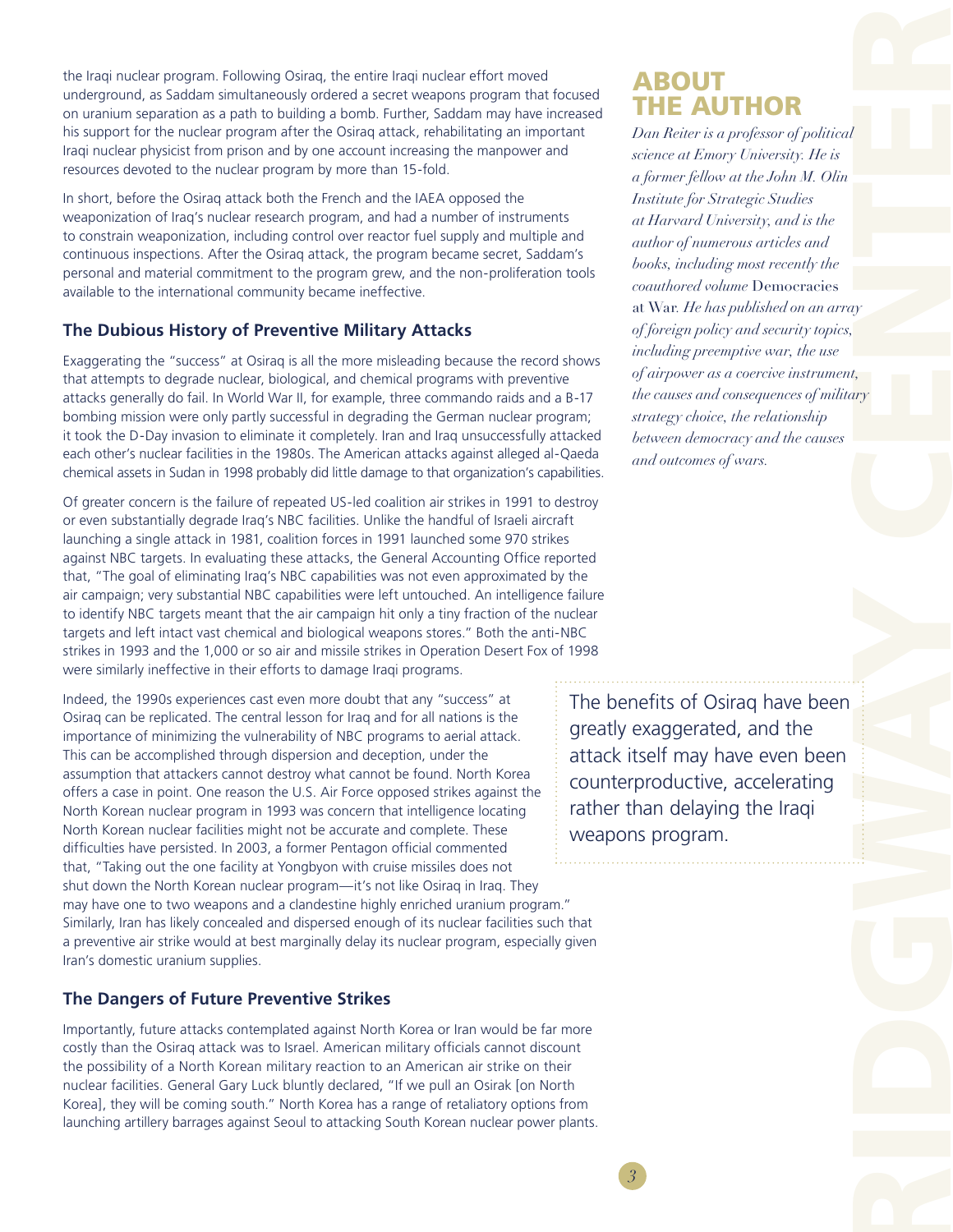the Iraqi nuclear program. Following Osiraq, the entire Iraqi nuclear effort moved underground, as Saddam simultaneously ordered a secret weapons program that focused on uranium separation as a path to building a bomb. Further, Saddam may have increased his support for the nuclear program after the Osiraq attack, rehabilitating an important Iraqi nuclear physicist from prison and by one account increasing the manpower and resources devoted to the nuclear program by more than 15-fold.

In short, before the Osiraq attack both the French and the IAEA opposed the weaponization of Iraq's nuclear research program, and had a number of instruments to constrain weaponization, including control over reactor fuel supply and multiple and continuous inspections. After the Osiraq attack, the program became secret, Saddam's personal and material commitment to the program grew, and the non-proliferation tools available to the international community became ineffective.

### The Dubious History of Preventive Military Attacks

Exaggerating the "success" at Osiraq is all the more misleading because the record shows that attempts to degrade nuclear, biological, and chemical programs with preventive attacks generally do fail. In World War II, for example, three commando raids and a B-17 bombing mission were only partly successful in degrading the German nuclear program; it took the D-Day invasion to eliminate it completely. Iran and Iraq unsuccessfully attacked each other's nuclear facilities in the 1980s. The American attacks against alleged al-Qaeda chemical assets in Sudan in 1998 probably did little damage to that organization's capabilities.

Of greater concern is the failure of repeated US-led coalition air strikes in 1991 to destroy or even substantially degrade Iraq's NBC facilities. Unlike the handful of Israeli aircraft launching a single attack in 1981, coalition forces in 1991 launched some 970 strikes against NBC targets. In evaluating these attacks, the General Accounting Office reported that, "The goal of eliminating Iraq's NBC capabilities was not even approximated by the air campaign; very substantial NBC capabilities were left untouched. An intelligence failure to identify NBC targets meant that the air campaign hit only a tiny fraction of the nuclear targets and left intact vast chemical and biological weapons stores." Both the anti-NBC strikes in 1993 and the 1,000 or so air and missile strikes in Operation Desert Fox of 1998 were similarly ineffective in their efforts to damage Iraqi programs.

> The benefits of Osiraq have been greatly exaggerated, and the attack itself may have even been counterproductive, accelerating rather than delaying the Iraqi weapons program.

Indeed, the 1990s experiences cast even more doubt that any "success" at Osiraq can be replicated. The central lesson for Iraq and for all nations is the importance of minimizing the vulnerability of NBC programs to aerial attack. This can be accomplished through dispersion and deception, under the assumption that attackers cannot destroy what cannot be found. North Korea offers a case in point. One reason the U.S. Air Force opposed strikes against the North Korean nuclear program in 1993 was concern that intelligence locating North Korean nuclear facilities might not be accurate and complete. These difficulties have persisted. In 2003, a former Pentagon official commented that, "Taking out the one facility at Yongbyon with cruise missiles does not shut down the North Korean nuclear program—it's not like Osiraq in Iraq. They may have one to two weapons and a clandestine highly enriched uranium program." Similarly, Iran has likely concealed and dispersed enough of its nuclear facilities such that a preventive air strike would at best marginally delay its nuclear program, especially given Iran's domestic uranium supplies.

### The Dangers of Future Preventive Strikes

Importantly, future attacks contemplated against North Korea or Iran would be far more costly than the Osiraq attack was to Israel. American military officials cannot discount the possibility of a North Korean military reaction to an American air strike on their nuclear facilities. General Gary Luck bluntly declared, "If we pull an Osirak [on North Korea], they will be coming south." North Korea has a range of retaliatory options from launching artillery barrages against Seoul to attacking South Korean nuclear power plants.

## ABOUT THE AUTHOR

*Dan Reiter is a professor of political science at Emory University. He is a former fellow at the John M. Olin Institute for Strategic Studies at Harvard University, and is the author of numerous articles and books, including most recently the coauthored volume* Democracies at War. *He has published on an array of foreign policy and security topics, including preemptive war, the use of airpower as a coercive instrument, the causes and consequences of military strategy choice, the relationship between democracy and the causes and outcomes of wars.*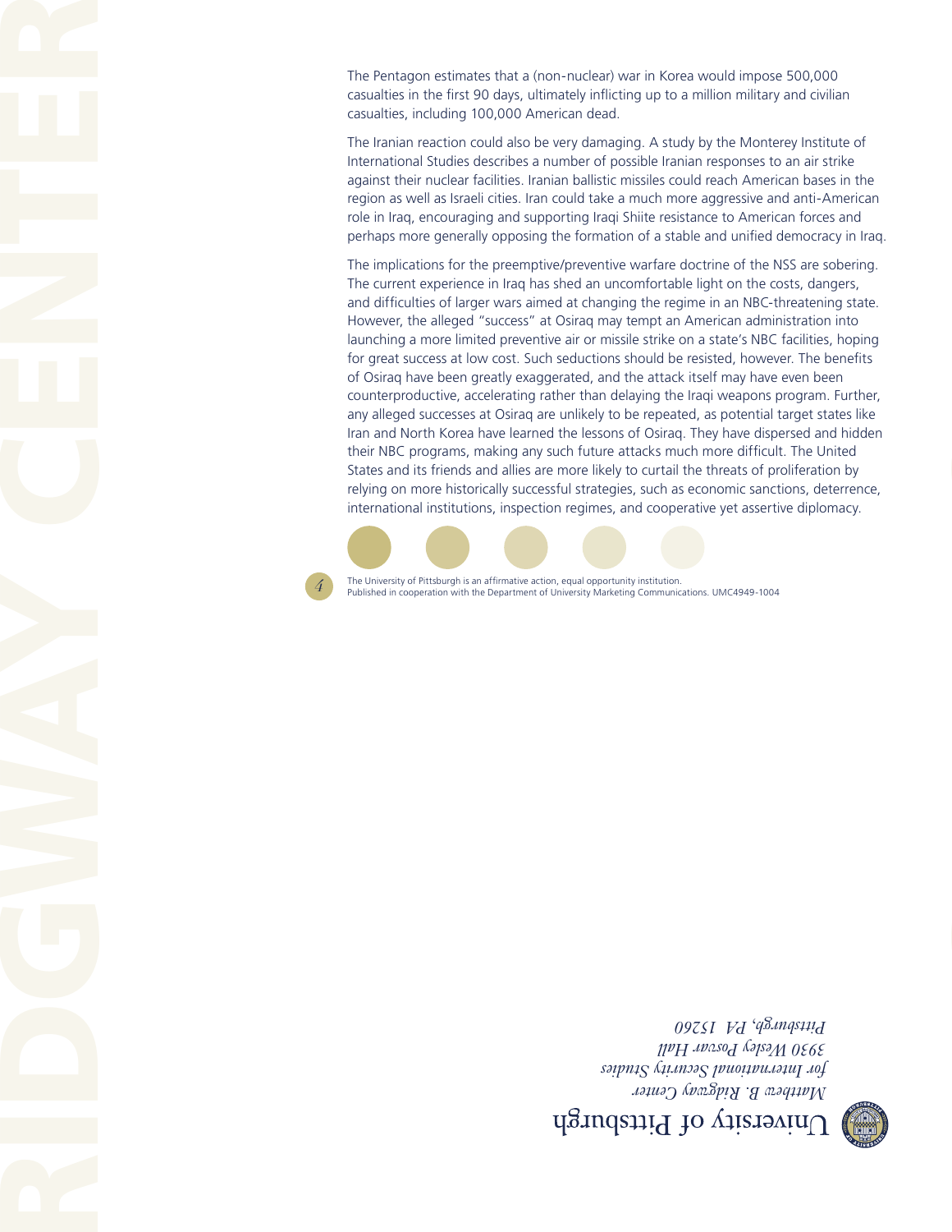The Pentagon estimates that a (non-nuclear) war in Korea would impose 500,000 casualties in the first 90 days, ultimately inflicting up to a million military and civilian casualties, including 100,000 American dead.

The Iranian reaction could also be very damaging. A study by the Monterey Institute of International Studies describes a number of possible Iranian responses to an air strike against their nuclear facilities. Iranian ballistic missiles could reach American bases in the region as well as Israeli cities. Iran could take a much more aggressive and anti-American role in Iraq, encouraging and supporting Iraqi Shiite resistance to American forces and perhaps more generally opposing the formation of a stable and unified democracy in Iraq.

The implications for the preemptive/preventive warfare doctrine of the NSS are sobering. The current experience in Iraq has shed an uncomfortable light on the costs, dangers, and difficulties of larger wars aimed at changing the regime in an NBC-threatening state. However, the alleged "success" at Osiraq may tempt an American administration into launching a more limited preventive air or missile strike on a state's NBC facilities, hoping for great success at low cost. Such seductions should be resisted, however. The benefits of Osiraq have been greatly exaggerated, and the attack itself may have even been counterproductive, accelerating rather than delaying the Iraqi weapons program. Further, any alleged successes at Osiraq are unlikely to be repeated, as potential target states like Iran and North Korea have learned the lessons of Osiraq. They have dispersed and hidden their NBC programs, making any such future attacks much more difficult. The United States and its friends and allies are more likely to curtail the threats of proliferation by relying on more historically successful strategies, such as economic sanctions, deterrence, international institutions, inspection regimes, and cooperative yet assertive diplomacy.

The University of Pittsburgh is an affirmative action, equal opportunity institution.
Published in cooperation with the Department of University Marketing Communications. UMC4949-1004

University of Pittsburgh

*Matthew B. Ridgway Center*
*for International Security Studies*
*3930 Wesley Posvar Hall*
*Pittsburgh, PA 15260*